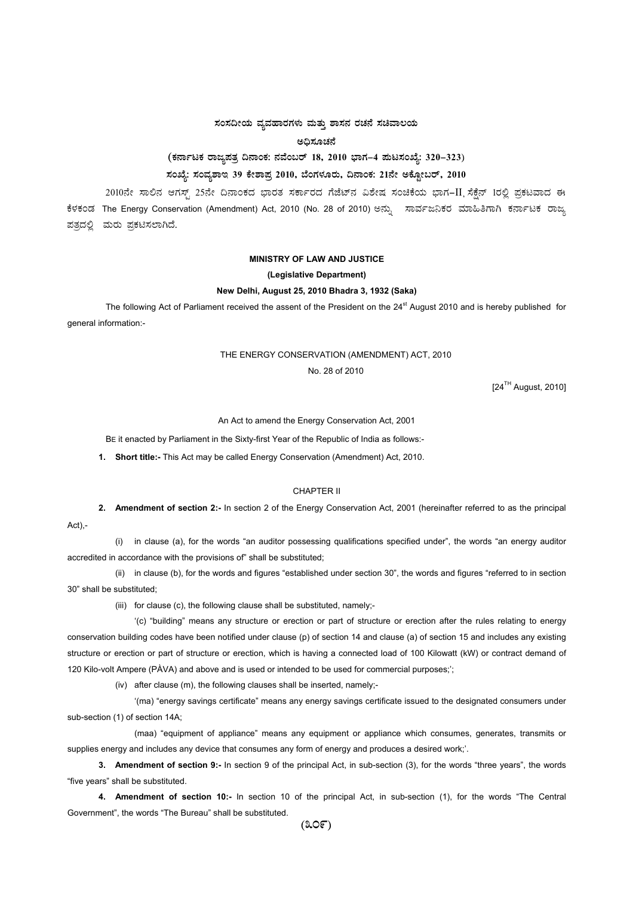**ಸಂಸದೀಯ ವ್ಯವಹಾರಗಳು ಮತ್ತು ಶಾಸನ ರಚನೆ ಸಚಿವಾಲಯ**

**ಅಧಿಸೂಚನೆ**

**(ಕರ್ನಾಟಕ ರಾಜ್ಯಪತ್ರ ದಿನಾಂಕ: ನವೆಂಬರ್ 18, 2010 ಭಾಗ–4 ಪುಟಸಂಖ್ಯೆ: 320–323)**

**ಸಂಖ್ಯೆ: ಸಂವ್ಯಶಾಇ 39 ಕೇಶಾಪ್ರ 2010, ಬೆಂಗಳೂರು, ದಿನಾಂಕ: 21ನೇ ಅಕ್ಟೋಬರ್, 2010**

2010ನೇ ಸಾಲಿನ ಆಗಸ್ಟ್ 25ನೇ ದಿನಾಂಕದ ಭಾರತ ಸರ್ಕಾರದ ಗೆಜೆಟ್‌ನ ವಿಶೇಷ ಸಂಚಿಕೆಯ ಭಾಗ-II ಸೆಕ್ಷನ್ 1ರಲ್ಲಿ ಪ್ರಕಟವಾದ ಈ ಕೆಳಕಂಡ The Energy Conservation (Amendment) Act, 2010 (No. 28 of 2010) ಅನ್ನು ಸಾರ್ವಜನಿಕರ ಮಾಹಿತಿಗಾಗಿ ಕರ್ನಾಟಕ ರಾಜ್ಯ ಪತ್ರದಲ್ಲಿ ಮರು ಪ್ರಕಟಿಸಲಾಗಿದೆ.

**MINISTRY OF LAW AND JUSTICE**

**(Legislative Department)**

**New Delhi, August 25, 2010 Bhadra 3, 1932 (Saka)**

The following Act of Parliament received the assent of the President on the 24st August 2010 and is hereby published for general information:-

THE ENERGY CONSERVATION (AMENDMENT) ACT, 2010

No. 28 of 2010

[24TH August, 2010]

An Act to amend the Energy Conservation Act, 2001

BE it enacted by Parliament in the Sixty-first Year of the Republic of India as follows:-

**1. Short title:-** This Act may be called Energy Conservation (Amendment) Act, 2010.

CHAPTER II

**2. Amendment of section 2:-** In section 2 of the Energy Conservation Act, 2001 (hereinafter referred to as the principal Act),-

(i) in clause (a), for the words "an auditor possessing qualifications specified under", the words "an energy auditor accredited in accordance with the provisions of" shall be substituted;

(ii) in clause (b), for the words and figures "established under section 30", the words and figures "referred to in section 30" shall be substituted;

(iii) for clause (c), the following clause shall be substituted, namely;-

'(c) "building" means any structure or erection or part of structure or erection after the rules relating to energy conservation building codes have been notified under clause (p) of section 14 and clause (a) of section 15 and includes any existing structure or erection or part of structure or erection, which is having a connected load of 100 Kilowatt (kW) or contract demand of 120 Kilo-volt Ampere (PÀVA) and above and is used or intended to be used for commercial purposes;';

(iv) after clause (m), the following clauses shall be inserted, namely;-

'(ma) "energy savings certificate" means any energy savings certificate issued to the designated consumers under sub-section (1) of section 14A;

(maa) "equipment of appliance" means any equipment or appliance which consumes, generates, transmits or supplies energy and includes any device that consumes any form of energy and produces a desired work;'.

**3. Amendment of section 9:-** In section 9 of the principal Act, in sub-section (3), for the words "three years", the words "five years" shall be substituted.

**4. Amendment of section 10:-** In section 10 of the principal Act, in sub-section (1), for the words "The Central Government", the words "The Bureau" shall be substituted.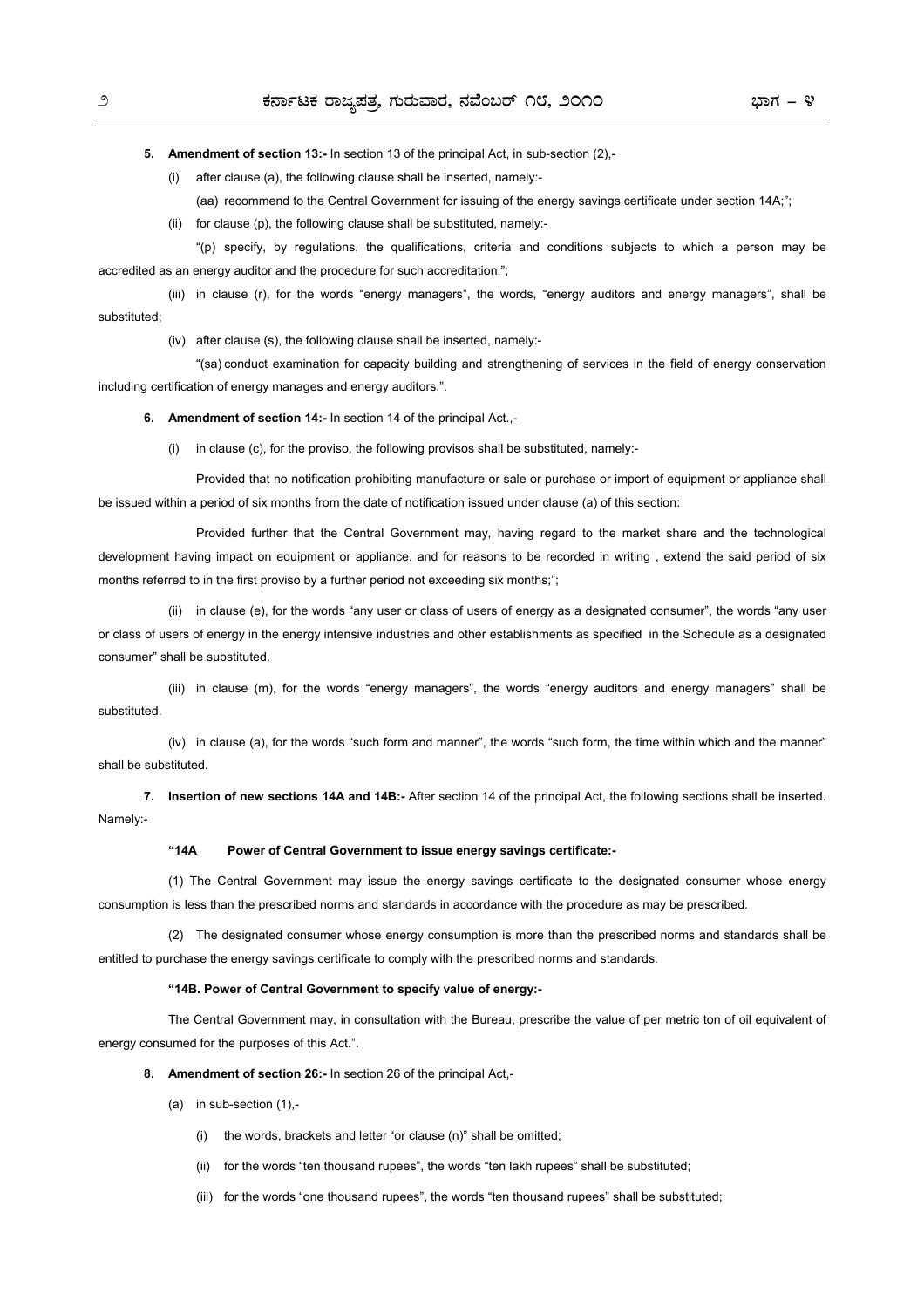**5. Amendment of section 13:-** In section 13 of the principal Act, in sub-section (2),-

(i) after clause (a), the following clause shall be inserted, namely:-

(aa) recommend to the Central Government for issuing of the energy savings certificate under section 14A;";

(ii) for clause (p), the following clause shall be substituted, namely:-

"(p) specify, by regulations, the qualifications, criteria and conditions subjects to which a person may be accredited as an energy auditor and the procedure for such accreditation;";

(iii) in clause (r), for the words "energy managers", the words, "energy auditors and energy managers", shall be substituted;

(iv) after clause (s), the following clause shall be inserted, namely:-

"(sa) conduct examination for capacity building and strengthening of services in the field of energy conservation including certification of energy manages and energy auditors.".

**6. Amendment of section 14:-** In section 14 of the principal Act.,-

(i) in clause (c), for the proviso, the following provisos shall be substituted, namely:-

Provided that no notification prohibiting manufacture or sale or purchase or import of equipment or appliance shall be issued within a period of six months from the date of notification issued under clause (a) of this section:

Provided further that the Central Government may, having regard to the market share and the technological development having impact on equipment or appliance, and for reasons to be recorded in writing , extend the said period of six months referred to in the first proviso by a further period not exceeding six months;";

(ii) in clause (e), for the words "any user or class of users of energy as a designated consumer", the words "any user or class of users of energy in the energy intensive industries and other establishments as specified in the Schedule as a designated consumer" shall be substituted.

(iii) in clause (m), for the words "energy managers", the words "energy auditors and energy managers" shall be substituted.

(iv) in clause (a), for the words "such form and manner", the words "such form, the time within which and the manner" shall be substituted.

**7. Insertion of new sections 14A and 14B:-** After section 14 of the principal Act, the following sections shall be inserted. Namely:-

**"14A Power of Central Government to issue energy savings certificate:-**

(1) The Central Government may issue the energy savings certificate to the designated consumer whose energy consumption is less than the prescribed norms and standards in accordance with the procedure as may be prescribed.

(2) The designated consumer whose energy consumption is more than the prescribed norms and standards shall be entitled to purchase the energy savings certificate to comply with the prescribed norms and standards.

**"14B. Power of Central Government to specify value of energy:-**

The Central Government may, in consultation with the Bureau, prescribe the value of per metric ton of oil equivalent of energy consumed for the purposes of this Act.".

**8. Amendment of section 26:-** In section 26 of the principal Act,-

(a) in sub-section (1),-

(i) the words, brackets and letter "or clause (n)" shall be omitted;

(ii) for the words "ten thousand rupees", the words "ten lakh rupees" shall be substituted;

(iii) for the words "one thousand rupees", the words "ten thousand rupees" shall be substituted;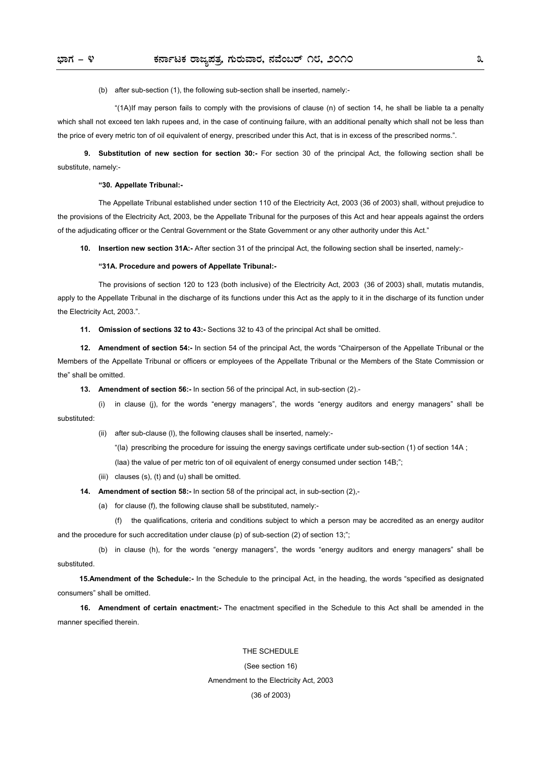(b) after sub-section (1), the following sub-section shall be inserted, namely:-

"(1A)If may person fails to comply with the provisions of clause (n) of section 14, he shall be liable ta a penalty which shall not exceed ten lakh rupees and, in the case of continuing failure, with an additional penalty which shall not be less than the price of every metric ton of oil equivalent of energy, prescribed under this Act, that is in excess of the prescribed norms.".

**9. Substitution of new section for section 30:-** For section 30 of the principal Act, the following section shall be substitute, namely:-

**"30. Appellate Tribunal:-**

The Appellate Tribunal established under section 110 of the Electricity Act, 2003 (36 of 2003) shall, without prejudice to the provisions of the Electricity Act, 2003, be the Appellate Tribunal for the purposes of this Act and hear appeals against the orders of the adjudicating officer or the Central Government or the State Government or any other authority under this Act."

**10. Insertion new section 31A:-** After section 31 of the principal Act, the following section shall be inserted, namely:-

**"31A. Procedure and powers of Appellate Tribunal:-**

The provisions of section 120 to 123 (both inclusive) of the Electricity Act, 2003 (36 of 2003) shall, mutatis mutandis, apply to the Appellate Tribunal in the discharge of its functions under this Act as the apply to it in the discharge of its function under the Electricity Act, 2003.".

**11. Omission of sections 32 to 43:-** Sections 32 to 43 of the principal Act shall be omitted.

**12. Amendment of section 54:-** In section 54 of the principal Act, the words "Chairperson of the Appellate Tribunal or the Members of the Appellate Tribunal or officers or employees of the Appellate Tribunal or the Members of the State Commission or the" shall be omitted.

**13. Amendment of section 56:-** In section 56 of the principal Act, in sub-section (2).-

(i) in clause (j), for the words "energy managers", the words "energy auditors and energy managers" shall be substituted:

(ii) after sub-clause (l), the following clauses shall be inserted, namely:-

"(la) prescribing the procedure for issuing the energy savings certificate under sub-section (1) of section 14A ;

(laa) the value of per metric ton of oil equivalent of energy consumed under section 14B;";

(iii) clauses (s), (t) and (u) shall be omitted.

**14. Amendment of section 58:-** In section 58 of the principal act, in sub-section (2),-

(a) for clause (f), the following clause shall be substituted, namely:-

(f) the qualifications, criteria and conditions subject to which a person may be accredited as an energy auditor and the procedure for such accreditation under clause (p) of sub-section (2) of section 13;";

(b) in clause (h), for the words "energy managers", the words "energy auditors and energy managers" shall be substituted.

**15.Amendment of the Schedule:-** In the Schedule to the principal Act, in the heading, the words "specified as designated consumers" shall be omitted.

**16. Amendment of certain enactment:-** The enactment specified in the Schedule to this Act shall be amended in the manner specified therein.

THE SCHEDULE

(See section 16)

Amendment to the Electricity Act, 2003

(36 of 2003)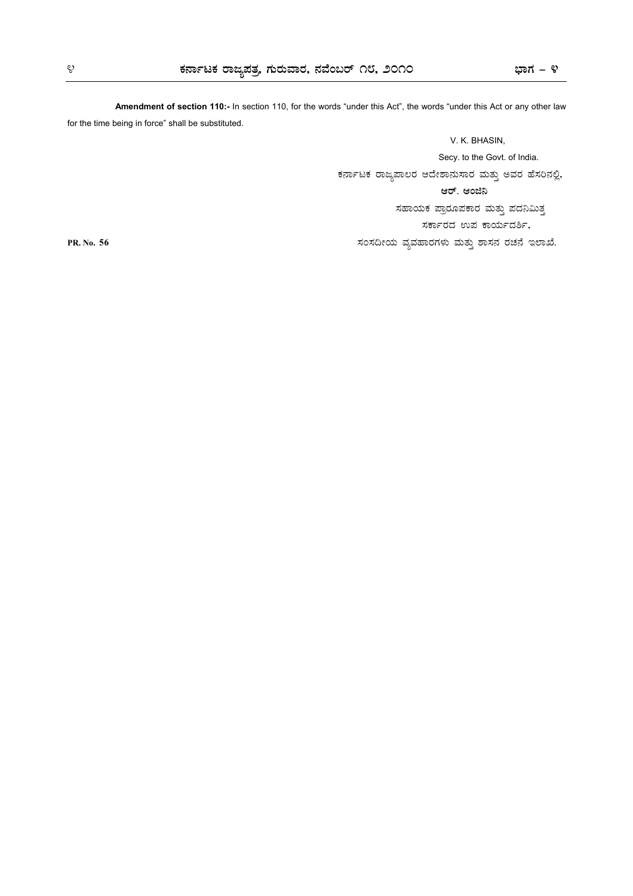**Amendment of section 110:-** In section 110, for the words "under this Act", the words "under this Act or any other law for the time being in force" shall be substituted.

V. K. BHASIN,

Secy. to the Govt. of India.

ಕರ್ನಾಟಕ ರಾಜ್ಯಪಾಲರ ಆದೇಶಾನುಸಾರ ಮತ್ತು ಅವರ ಹೆಸರಿನಲ್ಲಿ,

**ಆರ್. ಆಂಜಿನಿ**

ಸಹಾಯಕ ಪ್ರಾರೂಪಕಾರ ಮತ್ತು ಪದನಿಮಿತ್ತ

ಸರ್ಕಾರದ ಉಪ ಕಾರ್ಯದರ್ಶಿ,

**PR. No. 56** ಸಂಸದೀಯ ವ್ಯವಹಾರಗಳು ಮತ್ತು ಶಾಸನ ರಚನೆ ಇಲಾಖೆ.